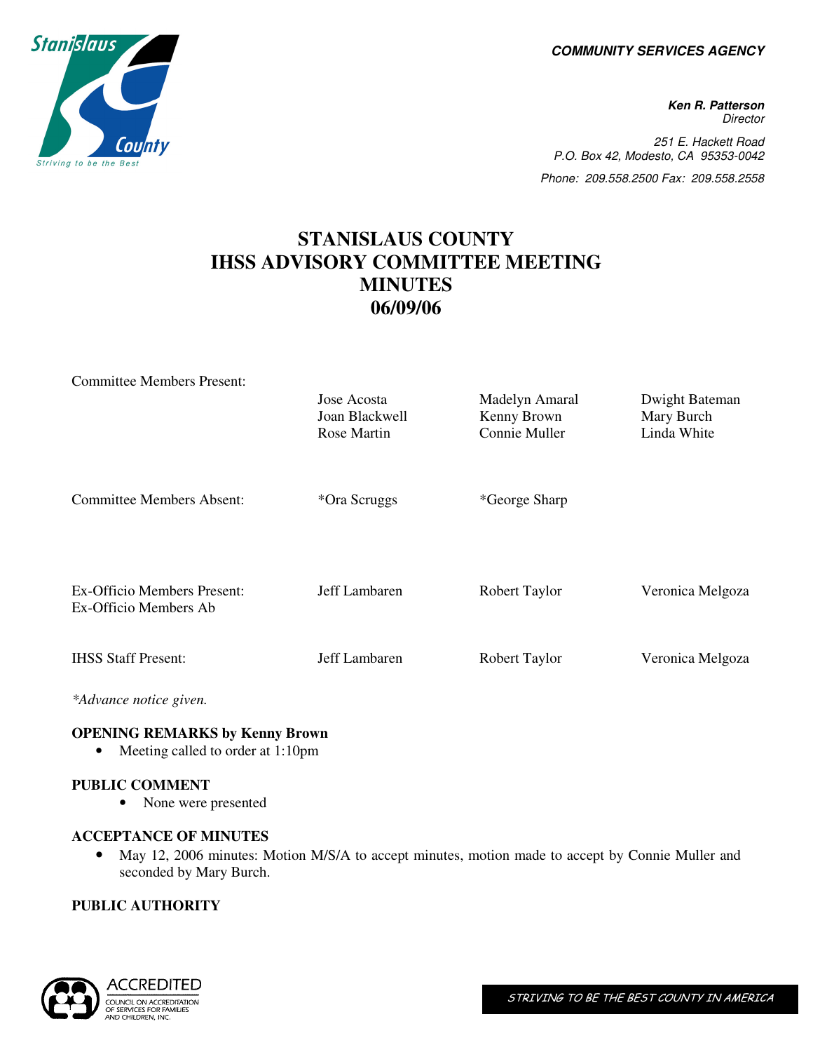**COMMUNITY SERVICES AGENCY**

**Ken R. Patterson**
Director

251 E. Hackett Road
P.O. Box 42, Modesto, CA 95353-0042

Phone: 209.558.2500 Fax: 209.558.2558

# STANISLAUS COUNTY
# IHSS ADVISORY COMMITTEE MEETING
# MINUTES
# 06/09/06

| | | | |
|---|---|---|---|
| Committee Members Present: | Jose Acosta | Madelyn Amaral | Dwight Bateman |
| | Joan Blackwell | Kenny Brown | Mary Burch |
| | Rose Martin | Connie Muller | Linda White |
| Committee Members Absent: | *Ora Scruggs | *George Sharp | |
| Ex-Officio Members Present: | Jeff Lambaren | Robert Taylor | Veronica Melgoza |
| Ex-Officio Members Ab | | | |
| IHSS Staff Present: | Jeff Lambaren | Robert Taylor | Veronica Melgoza |

*Advance notice given.*

**OPENING REMARKS by Kenny Brown**

- Meeting called to order at 1:10pm

**PUBLIC COMMENT**

- None were presented

**ACCEPTANCE OF MINUTES**

- May 12, 2006 minutes: Motion M/S/A to accept minutes, motion made to accept by Connie Muller and seconded by Mary Burch.

**PUBLIC AUTHORITY**

STRIVING TO BE THE BEST COUNTY IN AMERICA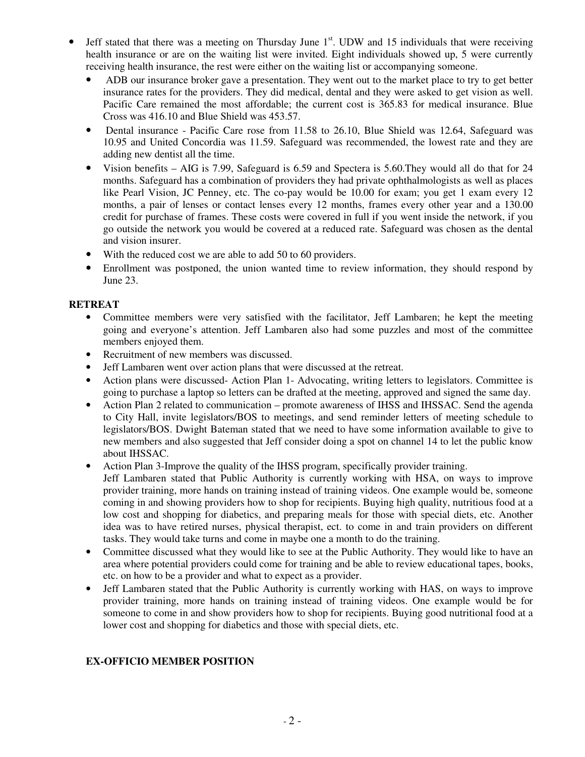- Jeff stated that there was a meeting on Thursday June 1st. UDW and 15 individuals that were receiving health insurance or are on the waiting list were invited. Eight individuals showed up, 5 were currently receiving health insurance, the rest were either on the waiting list or accompanying someone.
  - ADB our insurance broker gave a presentation. They went out to the market place to try to get better insurance rates for the providers. They did medical, dental and they were asked to get vision as well. Pacific Care remained the most affordable; the current cost is 365.83 for medical insurance. Blue Cross was 416.10 and Blue Shield was 453.57.
  - Dental insurance - Pacific Care rose from 11.58 to 26.10, Blue Shield was 12.64, Safeguard was 10.95 and United Concordia was 11.59. Safeguard was recommended, the lowest rate and they are adding new dentist all the time.
  - Vision benefits – AIG is 7.99, Safeguard is 6.59 and Spectera is 5.60.They would all do that for 24 months. Safeguard has a combination of providers they had private ophthalmologists as well as places like Pearl Vision, JC Penney, etc. The co-pay would be 10.00 for exam; you get 1 exam every 12 months, a pair of lenses or contact lenses every 12 months, frames every other year and a 130.00 credit for purchase of frames. These costs were covered in full if you went inside the network, if you go outside the network you would be covered at a reduced rate. Safeguard was chosen as the dental and vision insurer.
  - With the reduced cost we are able to add 50 to 60 providers.
  - Enrollment was postponed, the union wanted time to review information, they should respond by June 23.

**RETREAT**

- Committee members were very satisfied with the facilitator, Jeff Lambaren; he kept the meeting going and everyone's attention. Jeff Lambaren also had some puzzles and most of the committee members enjoyed them.
- Recruitment of new members was discussed.
- Jeff Lambaren went over action plans that were discussed at the retreat.
- Action plans were discussed- Action Plan 1- Advocating, writing letters to legislators. Committee is going to purchase a laptop so letters can be drafted at the meeting, approved and signed the same day.
- Action Plan 2 related to communication – promote awareness of IHSS and IHSSAC. Send the agenda to City Hall, invite legislators/BOS to meetings, and send reminder letters of meeting schedule to legislators/BOS. Dwight Bateman stated that we need to have some information available to give to new members and also suggested that Jeff consider doing a spot on channel 14 to let the public know about IHSSAC.
- Action Plan 3-Improve the quality of the IHSS program, specifically provider training.
  Jeff Lambaren stated that Public Authority is currently working with HSA, on ways to improve provider training, more hands on training instead of training videos. One example would be, someone coming in and showing providers how to shop for recipients. Buying high quality, nutritious food at a low cost and shopping for diabetics, and preparing meals for those with special diets, etc. Another idea was to have retired nurses, physical therapist, ect. to come in and train providers on different tasks. They would take turns and come in maybe one a month to do the training.
- Committee discussed what they would like to see at the Public Authority. They would like to have an area where potential providers could come for training and be able to review educational tapes, books, etc. on how to be a provider and what to expect as a provider.
- Jeff Lambaren stated that the Public Authority is currently working with HAS, on ways to improve provider training, more hands on training instead of training videos. One example would be for someone to come in and show providers how to shop for recipients. Buying good nutritional food at a lower cost and shopping for diabetics and those with special diets, etc.

**EX-OFFICIO MEMBER POSITION**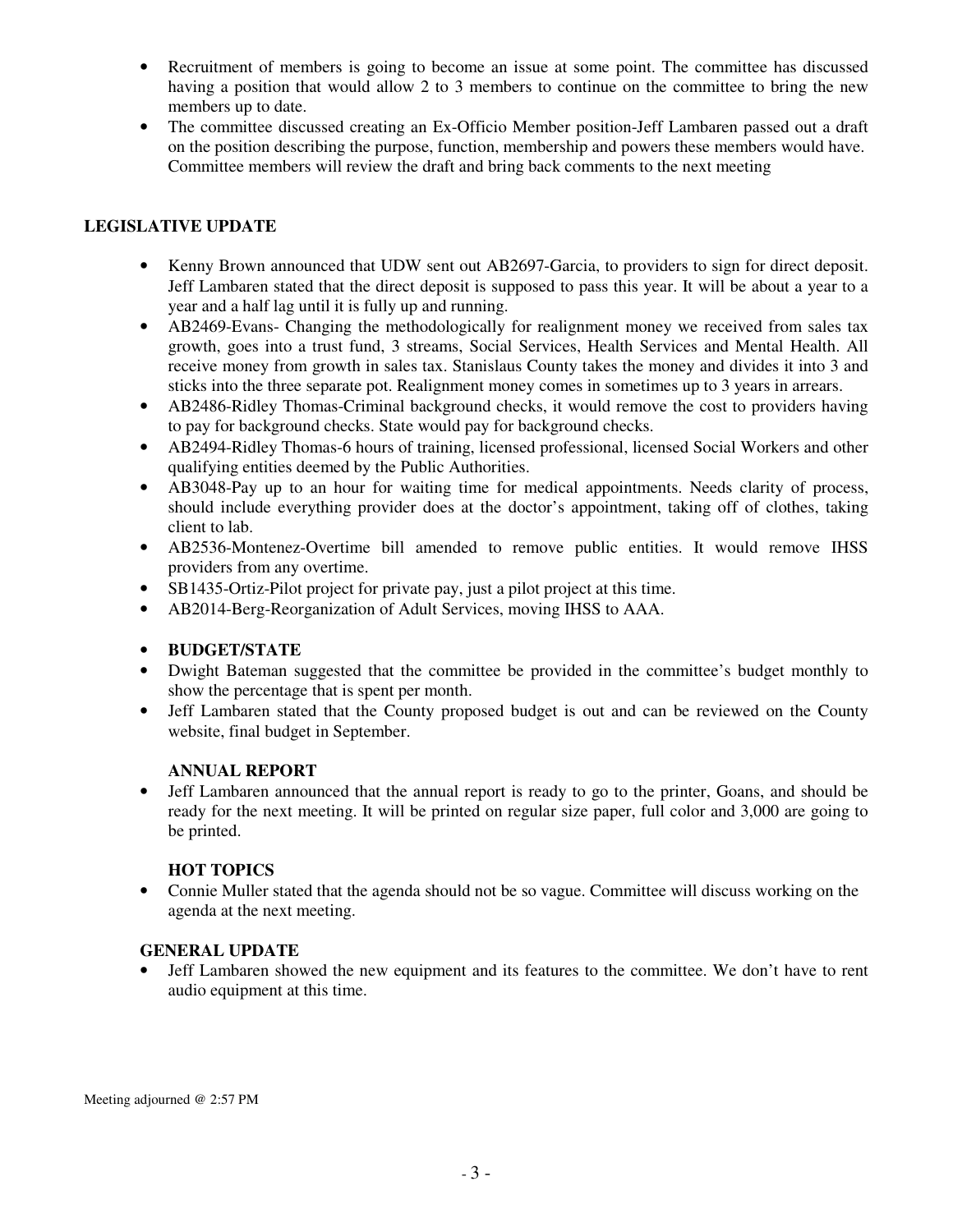- Recruitment of members is going to become an issue at some point. The committee has discussed having a position that would allow 2 to 3 members to continue on the committee to bring the new members up to date.
- The committee discussed creating an Ex-Officio Member position-Jeff Lambaren passed out a draft on the position describing the purpose, function, membership and powers these members would have. Committee members will review the draft and bring back comments to the next meeting

**LEGISLATIVE UPDATE**

- Kenny Brown announced that UDW sent out AB2697-Garcia, to providers to sign for direct deposit. Jeff Lambaren stated that the direct deposit is supposed to pass this year. It will be about a year to a year and a half lag until it is fully up and running.
- AB2469-Evans- Changing the methodologically for realignment money we received from sales tax growth, goes into a trust fund, 3 streams, Social Services, Health Services and Mental Health. All receive money from growth in sales tax. Stanislaus County takes the money and divides it into 3 and sticks into the three separate pot. Realignment money comes in sometimes up to 3 years in arrears.
- AB2486-Ridley Thomas-Criminal background checks, it would remove the cost to providers having to pay for background checks. State would pay for background checks.
- AB2494-Ridley Thomas-6 hours of training, licensed professional, licensed Social Workers and other qualifying entities deemed by the Public Authorities.
- AB3048-Pay up to an hour for waiting time for medical appointments. Needs clarity of process, should include everything provider does at the doctor's appointment, taking off of clothes, taking client to lab.
- AB2536-Montenez-Overtime bill amended to remove public entities. It would remove IHSS providers from any overtime.
- SB1435-Ortiz-Pilot project for private pay, just a pilot project at this time.
- AB2014-Berg-Reorganization of Adult Services, moving IHSS to AAA.

- **BUDGET/STATE**
- Dwight Bateman suggested that the committee be provided in the committee's budget monthly to show the percentage that is spent per month.
- Jeff Lambaren stated that the County proposed budget is out and can be reviewed on the County website, final budget in September.

**ANNUAL REPORT**

- Jeff Lambaren announced that the annual report is ready to go to the printer, Goans, and should be ready for the next meeting. It will be printed on regular size paper, full color and 3,000 are going to be printed.

**HOT TOPICS**

- Connie Muller stated that the agenda should not be so vague. Committee will discuss working on the agenda at the next meeting.

**GENERAL UPDATE**

- Jeff Lambaren showed the new equipment and its features to the committee. We don't have to rent audio equipment at this time.

Meeting adjourned @ 2:57 PM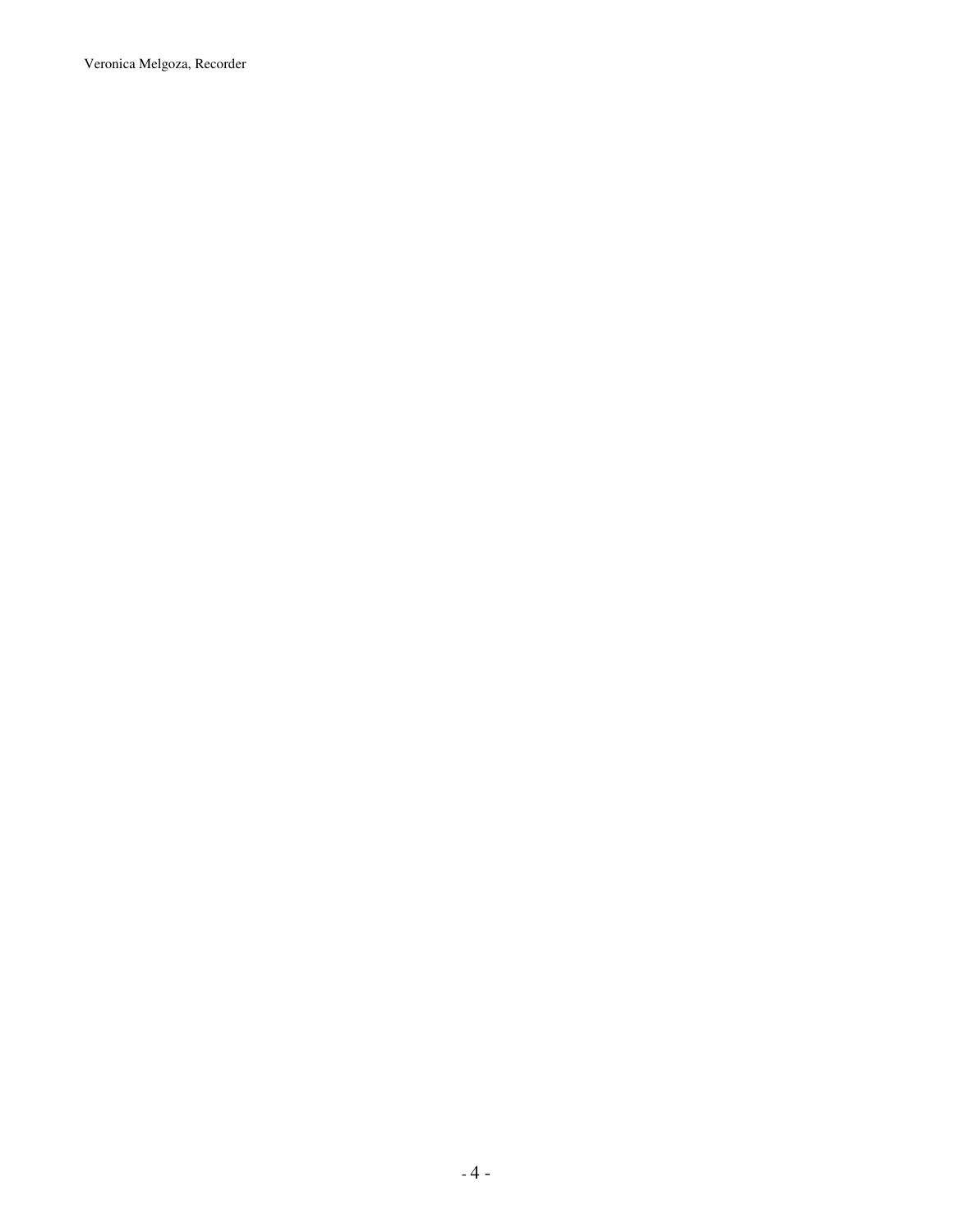Veronica Melgoza, Recorder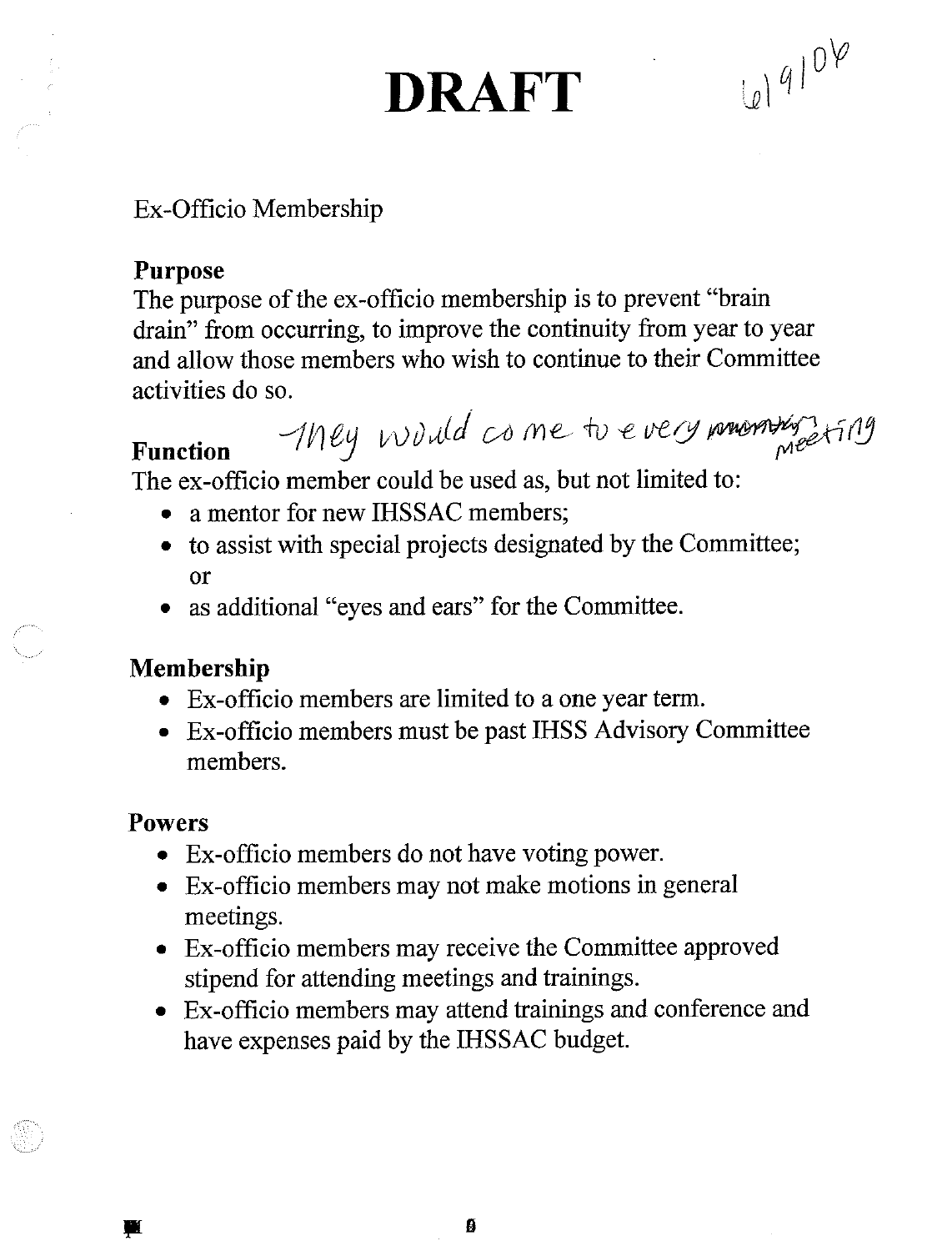# DRAFT

6/9/04

Ex-Officio Membership

**Purpose**

The purpose of the ex-officio membership is to prevent "brain drain" from occurring, to improve the continuity from year to year and allow those members who wish to continue to their Committee activities do so.

**Function** They would come to every meeting

The ex-officio member could be used as, but not limited to:

- a mentor for new IHSSAC members;
- to assist with special projects designated by the Committee; or
- as additional "eyes and ears" for the Committee.

**Membership**

- Ex-officio members are limited to a one year term.
- Ex-officio members must be past IHSS Advisory Committee members.

**Powers**

- Ex-officio members do not have voting power.
- Ex-officio members may not make motions in general meetings.
- Ex-officio members may receive the Committee approved stipend for attending meetings and trainings.
- Ex-officio members may attend trainings and conference and have expenses paid by the IHSSAC budget.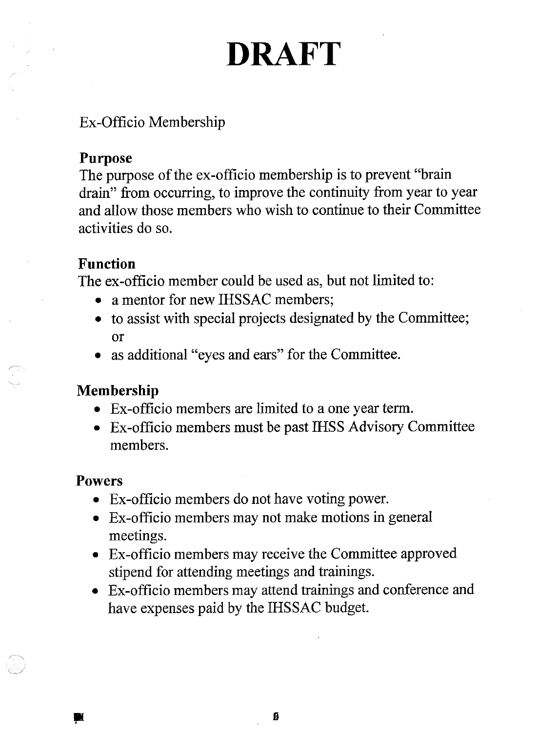# DRAFT

Ex-Officio Membership

**Purpose**
The purpose of the ex-officio membership is to prevent "brain drain" from occurring, to improve the continuity from year to year and allow those members who wish to continue to their Committee activities do so.

**Function**
The ex-officio member could be used as, but not limited to:

- a mentor for new IHSSAC members;
- to assist with special projects designated by the Committee; or
- as additional "eyes and ears" for the Committee.

**Membership**

- Ex-officio members are limited to a one year term.
- Ex-officio members must be past IHSS Advisory Committee members.

**Powers**

- Ex-officio members do not have voting power.
- Ex-officio members may not make motions in general meetings.
- Ex-officio members may receive the Committee approved stipend for attending meetings and trainings.
- Ex-officio members may attend trainings and conference and have expenses paid by the IHSSAC budget.